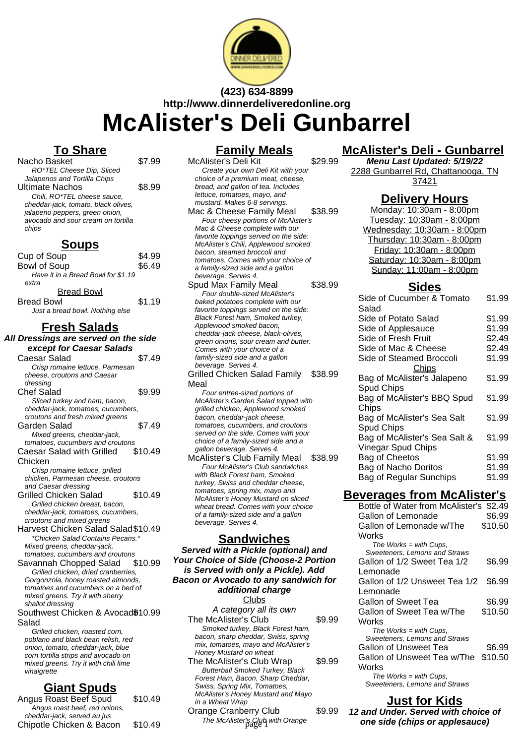**(423) 634-8899**
**http://www.dinnerdeliveredonline.org**

# McAlister's Deli Gunbarrel

## To Share

Nacho Basket $7.99
*RO*TEL Cheese Dip, Sliced Jalapenos and Tortilla Chips*

Ultimate Nachos $8.99
*Chili, RO*TEL cheese sauce, cheddar-jack, tomato, black olives, jalapeno peppers, green onion, avocado and sour cream on tortilla chips*

## Soups

Cup of Soup $4.99

Bowl of Soup $6.49
*Have it in a Bread Bowl for $1.19 extra*

Bread Bowl

Bread Bowl $1.19
*Just a bread bowl. Nothing else*

## Fresh Salads

**All Dressings are served on the side except for Caesar Salads**

Caesar Salad $7.49
*Crisp romaine lettuce, Parmesan cheese, croutons and Caesar dressing*

Chef Salad $9.99
*Sliced turkey and ham, bacon, cheddar-jack, tomatoes, cucumbers, croutons and fresh mixed greens*

Garden Salad $7.49
*Mixed greens, cheddar-jack, tomatoes, cucumbers and croutons*

Caesar Salad with Grilled Chicken $10.49
*Crisp romaine lettuce, grilled chicken, Parmesan cheese, croutons and Caesar dressing*

Grilled Chicken Salad $10.49
*Grilled chicken breast, bacon, cheddar-jack, tomatoes, cucumbers, croutons and mixed greens*

Harvest Chicken Salad Salad $10.49
*\*Chicken Salad Contains Pecans.\* Mixed greens, cheddar-jack, tomatoes, cucumbers and croutons*

Savannah Chopped Salad $10.99
*Grilled chicken, dried cranberries, Gorgonzola, honey roasted almonds, tomatoes and cucumbers on a bed of mixed greens. Try it with sherry shallot dressing*

Southwest Chicken & Avocado Salad $10.99
*Grilled chicken, roasted corn, poblano and black bean relish, red onion, tomato, cheddar-jack, blue corn tortilla strips and avocado on mixed greens. Try it with chili lime vinaigrette*

## Giant Spuds

Angus Roast Beef Spud $10.49
*Angus roast beef, red onions, cheddar-jack, served au jus*

Chipotle Chicken & Bacon $10.49

## Family Meals

McAlister's Deli Kit $29.99
*Create your own Deli Kit with your choice of a premium meat, cheese, bread, and gallon of tea. Includes lettuce, tomatoes, mayo, and mustard. Makes 6-8 servings.*

Mac & Cheese Family Meal $38.99
*Four cheesy portions of McAlister's Mac & Cheese complete with our favorite toppings served on the side: McAlister's Chili, Applewood smoked bacon, steamed broccoli and tomatoes. Comes with your choice of a family-sized side and a gallon beverage. Serves 4.*

Spud Max Family Meal $38.99
*Four double-sized McAlister's baked potatoes complete with our favorite toppings served on the side: Black Forest ham, Smoked turkey, Applewood smoked bacon, cheddar-jack cheese, black-olives, green onions, sour cream and butter. Comes with your choice of a family-sized side and a gallon beverage. Serves 4.*

Grilled Chicken Salad Family Meal $38.99
*Four entree-sized portions of McAlister's Garden Salad topped with grilled chicken, Applewood smoked bacon, cheddar-jack cheese, tomatoes, cucumbers, and croutons served on the side. Comes with your choice of a family-sized side and a gallon beverage. Serves 4.*

McAlister's Club Family Meal $38.99
*Four McAlister's Club sandwiches with Black Forest ham, Smoked turkey, Swiss and cheddar cheese, tomatoes, spring mix, mayo and McAlister's Honey Mustard on sliced wheat bread. Comes with your choice of a family-sized side and a gallon beverage. Serves 4.*

## Sandwiches

**Served with a Pickle (optional) and Your Choice of Side (Choose-2 Portion is Served with only a Pickle). Add Bacon or Avocado to any sandwich for additional charge**

Clubs

*A category all its own*

The McAlister's Club $9.99
*Smoked turkey, Black Forest ham, bacon, sharp cheddar, Swiss, spring mix, tomatoes, mayo and McAlister's Honey Mustard on wheat*

The McAlister's Club Wrap $9.99
*Butterball Smoked Turkey, Black Forest Ham, Bacon, Sharp Cheddar, Swiss, Spring Mix, Tomatoes, McAlister's Honey Mustard and Mayo in a Wheat Wrap*

Orange Cranberry Club $9.99
*The McAlister's Club with Orange*

## McAlister's Deli - Gunbarrel

**Menu Last Updated: 5/19/22**

2288 Gunbarrel Rd, Chattanooga, TN 37421

## Delivery Hours

Monday: 10:30am - 8:00pm
Tuesday: 10:30am - 8:00pm
Wednesday: 10:30am - 8:00pm
Thursday: 10:30am - 8:00pm
Friday: 10:30am - 8:00pm
Saturday: 10:30am - 8:00pm
Sunday: 11:00am - 8:00pm

## Sides

Side of Cucumber & Tomato Salad $1.99
Side of Potato Salad $1.99
Side of Applesauce $1.99
Side of Fresh Fruit $2.49
Side of Mac & Cheese $2.49
Side of Steamed Broccoli $1.99

Chips

Bag of McAlister's Jalapeno Spud Chips $1.99
Bag of McAlister's BBQ Spud Chips $1.99
Bag of McAlister's Sea Salt Spud Chips $1.99
Bag of McAlister's Sea Salt & Vinegar Spud Chips $1.99
Bag of Cheetos $1.99
Bag of Nacho Doritos $1.99
Bag of Regular Sunchips $1.99

## Beverages from McAlister's

Bottle of Water from McAlister's $2.49

Gallon of Lemonade $6.99

Gallon of Lemonade w/The Works $10.50
*The Works = with Cups, Sweeteners, Lemons and Straws*

Gallon of 1/2 Sweet Tea 1/2 Lemonade $6.99

Gallon of 1/2 Unsweet Tea 1/2 Lemonade $6.99

Gallon of Sweet Tea $6.99

Gallon of Sweet Tea w/The Works $10.50
*The Works = with Cups, Sweeteners, Lemons and Straws*

Gallon of Unsweet Tea $6.99

Gallon of Unsweet Tea w/The Works $10.50
*The Works = with Cups, Sweeteners, Lemons and Straws*

## Just for Kids

**12 and Under. Served with choice of one side (chips or applesauce)**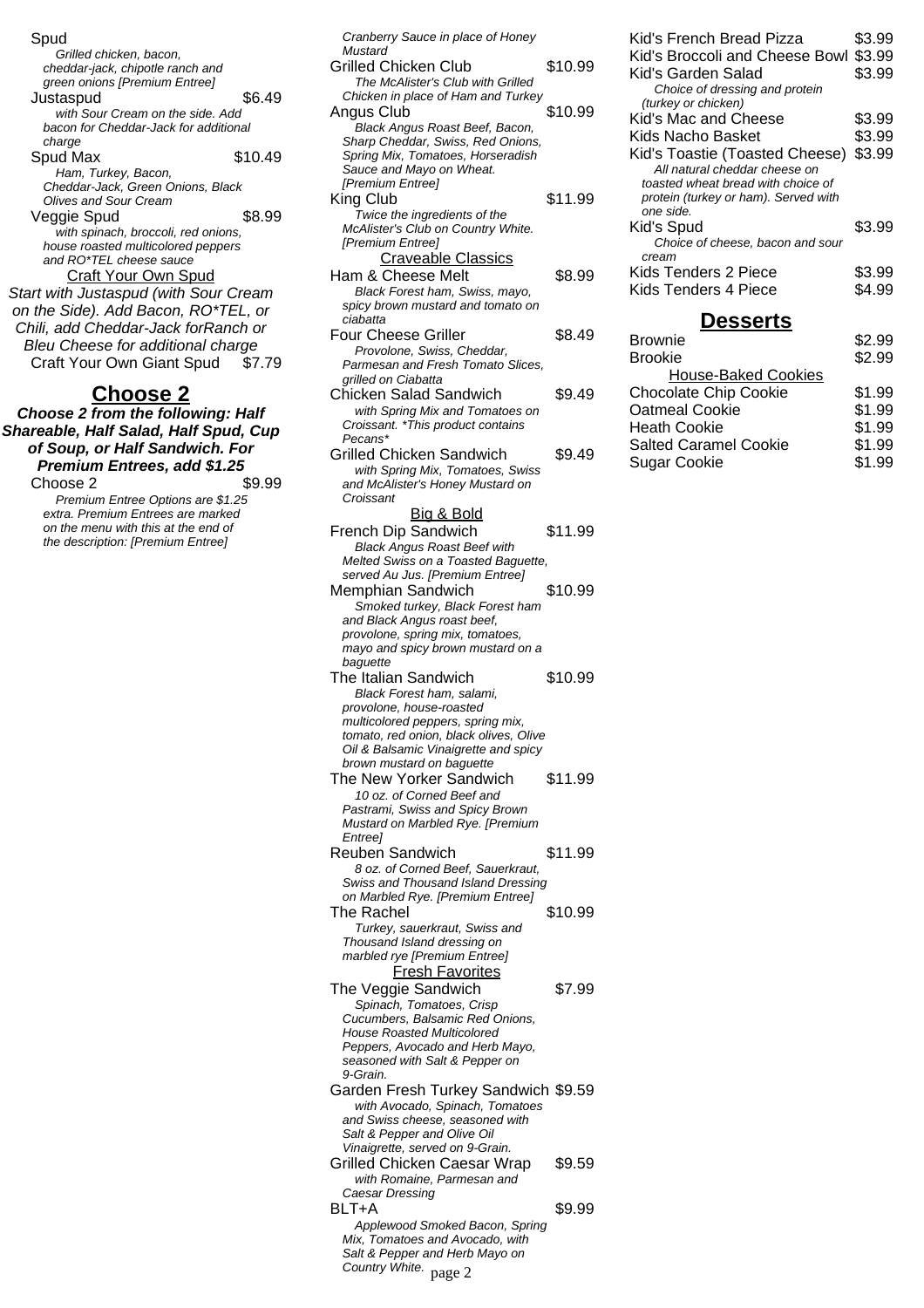Spud

*Grilled chicken, bacon, cheddar-jack, chipotle ranch and green onions [Premium Entree]*

Justaspud — $6.49

*with Sour Cream on the side. Add bacon for Cheddar-Jack for additional charge*

Spud Max — $10.49

*Ham, Turkey, Bacon, Cheddar-Jack, Green Onions, Black Olives and Sour Cream*

Veggie Spud — $8.99

*with spinach, broccoli, red onions, house roasted multicolored peppers and RO*TEL cheese sauce*

### Craft Your Own Spud

*Start with Justaspud (with Sour Cream on the Side). Add Bacon, RO*TEL, or Chili, add Cheddar-Jack forRanch or Bleu Cheese for additional charge*

Craft Your Own Giant Spud — $7.79

## Choose 2

***Choose 2 from the following: Half Shareable, Half Salad, Half Spud, Cup of Soup, or Half Sandwich. For Premium Entrees, add $1.25***

Choose 2 — $9.99

*Premium Entree Options are $1.25 extra. Premium Entrees are marked on the menu with this at the end of the description: [Premium Entree]*

*Cranberry Sauce in place of Honey Mustard*

Grilled Chicken Club — $10.99

*The McAlister's Club with Grilled Chicken in place of Ham and Turkey*

Angus Club — $10.99

*Black Angus Roast Beef, Bacon, Sharp Cheddar, Swiss, Red Onions, Spring Mix, Tomatoes, Horseradish Sauce and Mayo on Wheat. [Premium Entree]*

King Club — $11.99

*Twice the ingredients of the McAlister's Club on Country White. [Premium Entree]*

### Craveable Classics

Ham & Cheese Melt — $8.99

*Black Forest ham, Swiss, mayo, spicy brown mustard and tomato on ciabatta*

Four Cheese Griller — $8.49

*Provolone, Swiss, Cheddar, Parmesan and Fresh Tomato Slices, grilled on Ciabatta*

Chicken Salad Sandwich — $9.49

*with Spring Mix and Tomatoes on Croissant. *This product contains Pecans**

Grilled Chicken Sandwich — $9.49

*with Spring Mix, Tomatoes, Swiss and McAlister's Honey Mustard on Croissant*

### Big & Bold

French Dip Sandwich — $11.99

*Black Angus Roast Beef with Melted Swiss on a Toasted Baguette, served Au Jus. [Premium Entree]*

Memphian Sandwich — $10.99

*Smoked turkey, Black Forest ham and Black Angus roast beef, provolone, spring mix, tomatoes, mayo and spicy brown mustard on a baguette*

The Italian Sandwich — $10.99

*Black Forest ham, salami, provolone, house-roasted multicolored peppers, spring mix, tomato, red onion, black olives, Olive Oil & Balsamic Vinaigrette and spicy brown mustard on baguette*

The New Yorker Sandwich — $11.99

*10 oz. of Corned Beef and Pastrami, Swiss and Spicy Brown Mustard on Marbled Rye. [Premium Entree]*

Reuben Sandwich — $11.99

*8 oz. of Corned Beef, Sauerkraut, Swiss and Thousand Island Dressing on Marbled Rye. [Premium Entree]*

The Rachel — $10.99

*Turkey, sauerkraut, Swiss and Thousand Island dressing on marbled rye [Premium Entree]*

### Fresh Favorites

The Veggie Sandwich — $7.99

*Spinach, Tomatoes, Crisp Cucumbers, Balsamic Red Onions, House Roasted Multicolored Peppers, Avocado and Herb Mayo, seasoned with Salt & Pepper on 9-Grain.*

Garden Fresh Turkey Sandwich — $9.59

*with Avocado, Spinach, Tomatoes and Swiss cheese, seasoned with Salt & Pepper and Olive Oil Vinaigrette, served on 9-Grain.*

Grilled Chicken Caesar Wrap — $9.59

*with Romaine, Parmesan and Caesar Dressing*

BLT+A — $9.99

*Applewood Smoked Bacon, Spring Mix, Tomatoes and Avocado, with Salt & Pepper and Herb Mayo on Country White.*

Kid's French Bread Pizza — $3.99

Kid's Broccoli and Cheese Bowl — $3.99

Kid's Garden Salad — $3.99

*Choice of dressing and protein (turkey or chicken)*

Kid's Mac and Cheese — $3.99

Kids Nacho Basket — $3.99

Kid's Toastie (Toasted Cheese) — $3.99

*All natural cheddar cheese on toasted wheat bread with choice of protein (turkey or ham). Served with one side.*

Kid's Spud — $3.99

*Choice of cheese, bacon and sour cream*

Kids Tenders 2 Piece — $3.99

Kids Tenders 4 Piece — $4.99

## Desserts

Brownie — $2.99

Brookie — $2.99

### House-Baked Cookies

Chocolate Chip Cookie — $1.99

Oatmeal Cookie — $1.99

Heath Cookie — $1.99

Salted Caramel Cookie — $1.99

Sugar Cookie — $1.99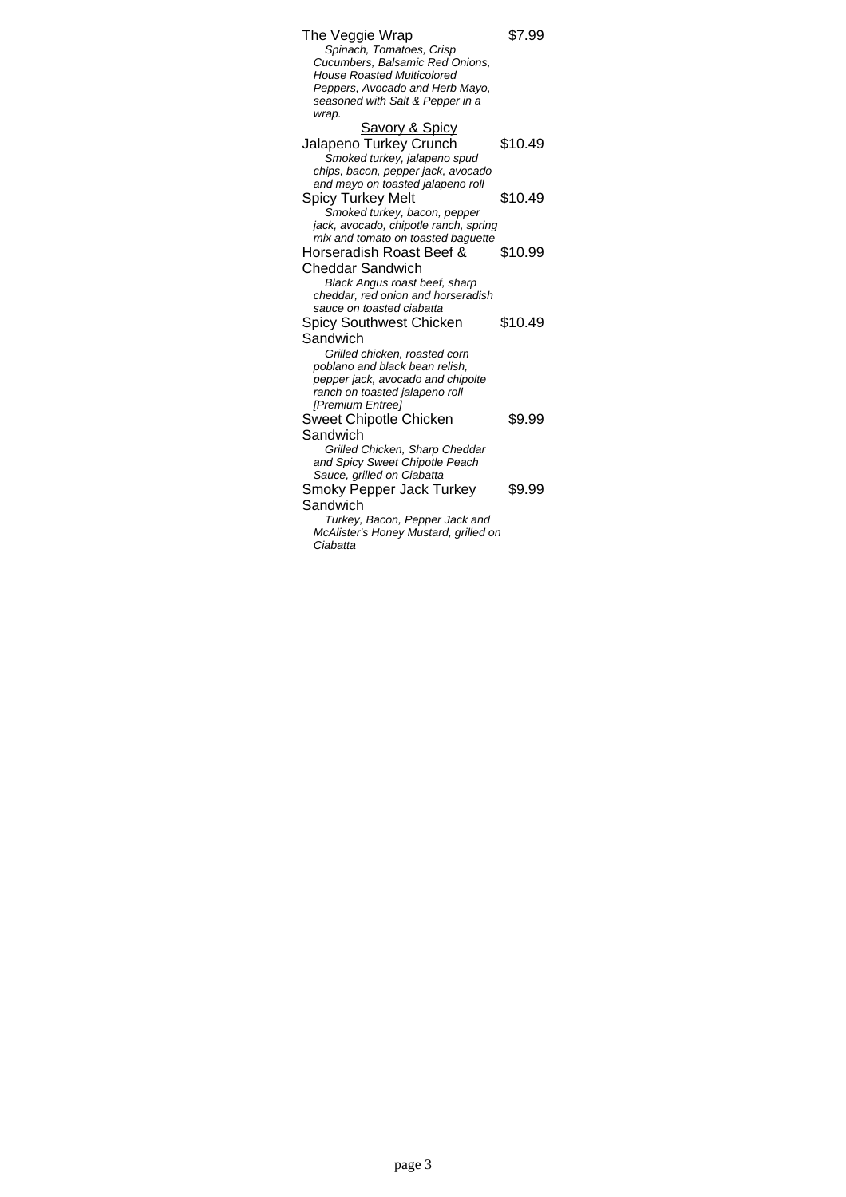The Veggie Wrap $7.99

*Spinach, Tomatoes, Crisp Cucumbers, Balsamic Red Onions, House Roasted Multicolored Peppers, Avocado and Herb Mayo, seasoned with Salt & Pepper in a wrap.*

## Savory & Spicy

Jalapeno Turkey Crunch $10.49

*Smoked turkey, jalapeno spud chips, bacon, pepper jack, avocado and mayo on toasted jalapeno roll*

Spicy Turkey Melt $10.49

*Smoked turkey, bacon, pepper jack, avocado, chipotle ranch, spring mix and tomato on toasted baguette*

Horseradish Roast Beef & Cheddar Sandwich $10.99

*Black Angus roast beef, sharp cheddar, red onion and horseradish sauce on toasted ciabatta*

Spicy Southwest Chicken Sandwich $10.49

*Grilled chicken, roasted corn poblano and black bean relish, pepper jack, avocado and chipolte ranch on toasted jalapeno roll [Premium Entree]*

Sweet Chipotle Chicken Sandwich $9.99

*Grilled Chicken, Sharp Cheddar and Spicy Sweet Chipotle Peach Sauce, grilled on Ciabatta*

Smoky Pepper Jack Turkey Sandwich $9.99

*Turkey, Bacon, Pepper Jack and McAlister's Honey Mustard, grilled on Ciabatta*